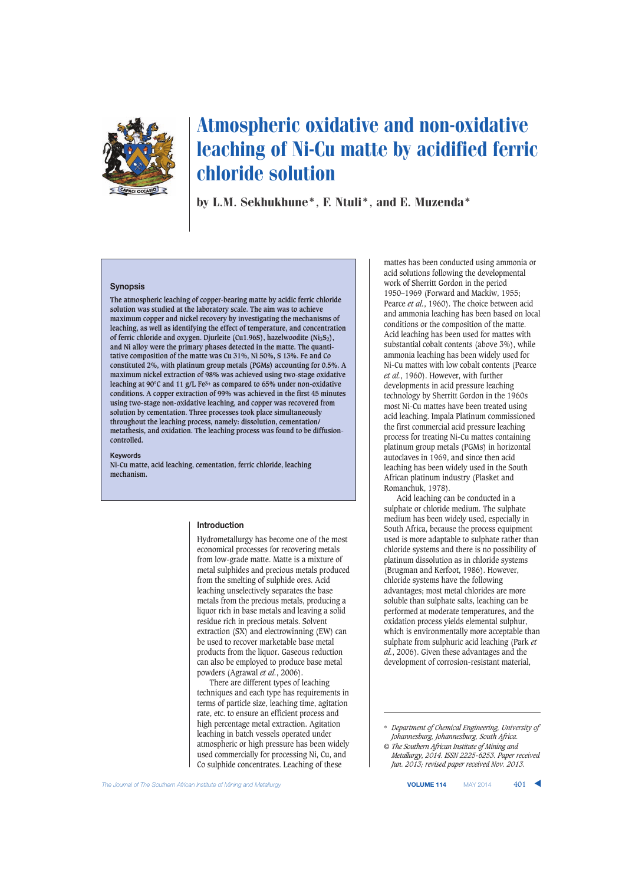# Atmospheric oxidative and non-oxidative leaching of Ni-Cu matte by acidified ferric chloride solution

by L.M. Sekhukhune*, F. Ntuli*, and E. Muzenda*

## Synopsis

**The atmospheric leaching of copper-bearing matte by acidic ferric chloride solution was studied at the laboratory scale. The aim was to achieve maximum copper and nickel recovery by investigating the mechanisms of leaching, as well as identifying the effect of temperature, and concentration of ferric chloride and oxygen. Djurleite ($Cu_{1.96}S$), hazelwoodite ($Ni_3S_2$), and Ni alloy were the primary phases detected in the matte. The quantitative composition of the matte was Cu 31%, Ni 50%, S 13%. Fe and Co constituted 2%, with platinum group metals (PGMs) accounting for 0.5%. A maximum nickel extraction of 98% was achieved using two-stage oxidative leaching at 90°C and 11 g/L $Fe^{3+}$ as compared to 65% under non-oxidative conditions. A copper extraction of 99% was achieved in the first 45 minutes using two-stage non-oxidative leaching, and copper was recovered from solution by cementation. Three processes took place simultaneously throughout the leaching process, namely: dissolution, cementation/metathesis, and oxidation. The leaching process was found to be diffusion-controlled.**

**Keywords**

Ni-Cu matte, acid leaching, cementation, ferric chloride, leaching mechanism.

## Introduction

Hydrometallurgy has become one of the most economical processes for recovering metals from low-grade matte. Matte is a mixture of metal sulphides and precious metals produced from the smelting of sulphide ores. Acid leaching unselectively separates the base metals from the precious metals, producing a liquor rich in base metals and leaving a solid residue rich in precious metals. Solvent extraction (SX) and electrowinning (EW) can be used to recover marketable base metal products from the liquor. Gaseous reduction can also be employed to produce base metal powders (Agrawal *et al.*, 2006).

There are different types of leaching techniques and each type has requirements in terms of particle size, leaching time, agitation rate, etc. to ensure an efficient process and high percentage metal extraction. Agitation leaching in batch vessels operated under atmospheric or high pressure has been widely used commercially for processing Ni, Cu, and Co sulphide concentrates. Leaching of these mattes has been conducted using ammonia or acid solutions following the developmental work of Sherritt Gordon in the period 1950–1969 (Forward and Mackiw, 1955; Pearce *et al.*, 1960). The choice between acid and ammonia leaching has been based on local conditions or the composition of the matte. Acid leaching has been used for mattes with substantial cobalt contents (above 3%), while ammonia leaching has been widely used for Ni-Cu mattes with low cobalt contents (Pearce *et al.*, 1960). However, with further developments in acid pressure leaching technology by Sherritt Gordon in the 1960s most Ni-Cu mattes have been treated using acid leaching. Impala Platinum commissioned the first commercial acid pressure leaching process for treating Ni-Cu mattes containing platinum group metals (PGMs) in horizontal autoclaves in 1969, and since then acid leaching has been widely used in the South African platinum industry (Plasket and Romanchuk, 1978).

Acid leaching can be conducted in a sulphate or chloride medium. The sulphate medium has been widely used, especially in South Africa, because the process equipment used is more adaptable to sulphate rather than chloride systems and there is no possibility of platinum dissolution as in chloride systems (Brugman and Kerfoot, 1986). However, chloride systems have the following advantages; most metal chlorides are more soluble than sulphate salts, leaching can be performed at moderate temperatures, and the oxidation process yields elemental sulphur, which is environmentally more acceptable than sulphate from sulphuric acid leaching (Park *et al.*, 2006). Given these advantages and the development of corrosion-resistant material,

---

\* *Department of Chemical Engineering, University of Johannesburg, Johannesburg, South Africa.*

© *The Southern African Institute of Mining and Metallurgy, 2014. ISSN 2225-6253. Paper received Jun. 2013; revised paper received Nov. 2013.*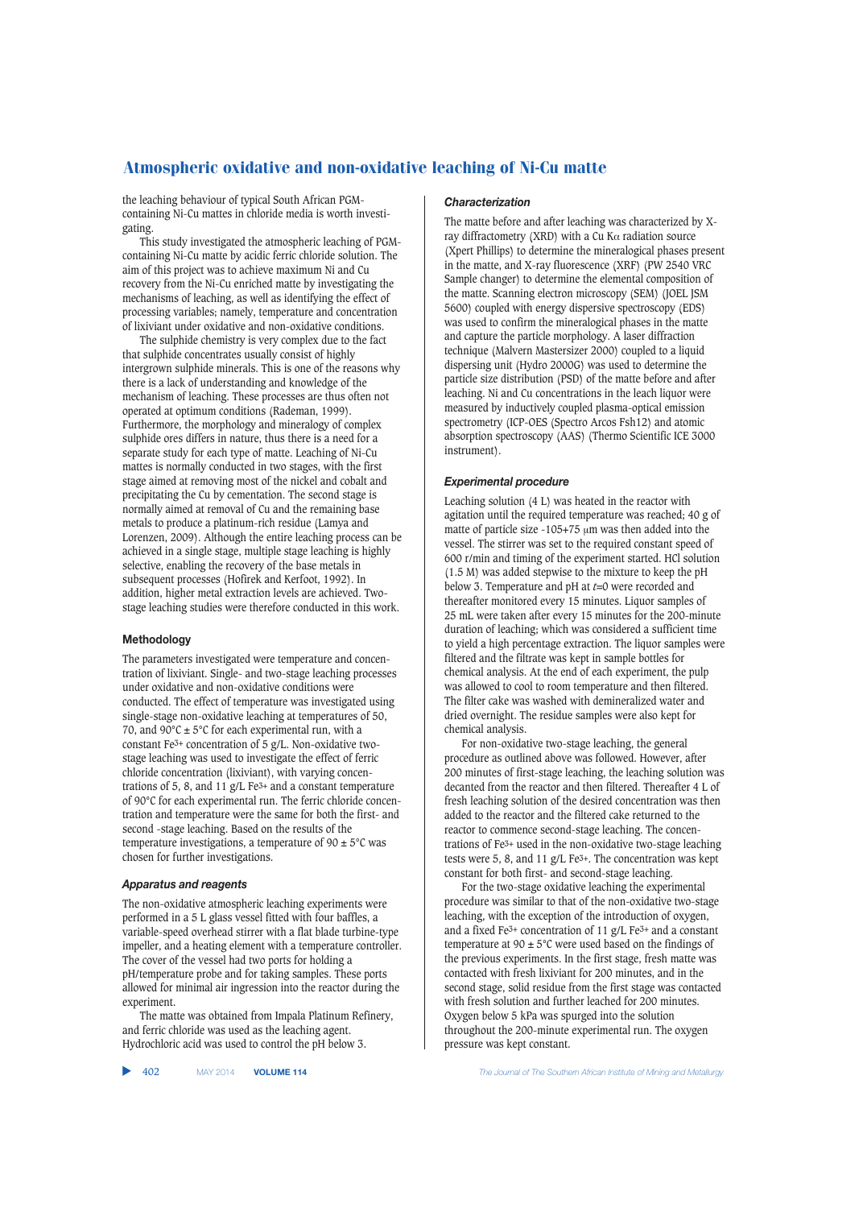the leaching behaviour of typical South African PGM-containing Ni-Cu mattes in chloride media is worth investigating.

This study investigated the atmospheric leaching of PGM-containing Ni-Cu matte by acidic ferric chloride solution. The aim of this project was to achieve maximum Ni and Cu recovery from the Ni-Cu enriched matte by investigating the mechanisms of leaching, as well as identifying the effect of processing variables; namely, temperature and concentration of lixiviant under oxidative and non-oxidative conditions.

The sulphide chemistry is very complex due to the fact that sulphide concentrates usually consist of highly intergrown sulphide minerals. This is one of the reasons why there is a lack of understanding and knowledge of the mechanism of leaching. These processes are thus often not operated at optimum conditions (Rademan, 1999). Furthermore, the morphology and mineralogy of complex sulphide ores differs in nature, thus there is a need for a separate study for each type of matte. Leaching of Ni-Cu mattes is normally conducted in two stages, with the first stage aimed at removing most of the nickel and cobalt and precipitating the Cu by cementation. The second stage is normally aimed at removal of Cu and the remaining base metals to produce a platinum-rich residue (Lamya and Lorenzen, 2009). Although the entire leaching process can be achieved in a single stage, multiple stage leaching is highly selective, enabling the recovery of the base metals in subsequent processes (Hofirek and Kerfoot, 1992). In addition, higher metal extraction levels are achieved. Two-stage leaching studies were therefore conducted in this work.

## Methodology

The parameters investigated were temperature and concentration of lixiviant. Single- and two-stage leaching processes under oxidative and non-oxidative conditions were conducted. The effect of temperature was investigated using single-stage non-oxidative leaching at temperatures of 50, 70, and 90°C ± 5°C for each experimental run, with a constant $Fe^{3+}$ concentration of 5 g/L. Non-oxidative two-stage leaching was used to investigate the effect of ferric chloride concentration (lixiviant), with varying concentrations of 5, 8, and 11 g/L $Fe^{3+}$ and a constant temperature of 90°C for each experimental run. The ferric chloride concentration and temperature were the same for both the first- and second -stage leaching. Based on the results of the temperature investigations, a temperature of 90 ± 5°C was chosen for further investigations.

### *Apparatus and reagents*

The non-oxidative atmospheric leaching experiments were performed in a 5 L glass vessel fitted with four baffles, a variable-speed overhead stirrer with a flat blade turbine-type impeller, and a heating element with a temperature controller. The cover of the vessel had two ports for holding a pH/temperature probe and for taking samples. These ports allowed for minimal air ingression into the reactor during the experiment.

The matte was obtained from Impala Platinum Refinery, and ferric chloride was used as the leaching agent. Hydrochloric acid was used to control the pH below 3.

### *Characterization*

The matte before and after leaching was characterized by X-ray diffractometry (XRD) with a Cu Kα radiation source (Xpert Phillips) to determine the mineralogical phases present in the matte, and X-ray fluorescence (XRF) (PW 2540 VRC Sample changer) to determine the elemental composition of the matte. Scanning electron microscopy (SEM) (JOEL JSM 5600) coupled with energy dispersive spectroscopy (EDS) was used to confirm the mineralogical phases in the matte and capture the particle morphology. A laser diffraction technique (Malvern Mastersizer 2000) coupled to a liquid dispersing unit (Hydro 2000G) was used to determine the particle size distribution (PSD) of the matte before and after leaching. Ni and Cu concentrations in the leach liquor were measured by inductively coupled plasma-optical emission spectrometry (ICP-OES (Spectro Arcos Fsh12) and atomic absorption spectroscopy (AAS) (Thermo Scientific ICE 3000 instrument).

### *Experimental procedure*

Leaching solution (4 L) was heated in the reactor with agitation until the required temperature was reached; 40 g of matte of particle size -105+75 μm was then added into the vessel. The stirrer was set to the required constant speed of 600 r/min and timing of the experiment started. HCl solution (1.5 M) was added stepwise to the mixture to keep the pH below 3. Temperature and pH at $t$=0 were recorded and thereafter monitored every 15 minutes. Liquor samples of 25 mL were taken after every 15 minutes for the 200-minute duration of leaching; which was considered a sufficient time to yield a high percentage extraction. The liquor samples were filtered and the filtrate was kept in sample bottles for chemical analysis. At the end of each experiment, the pulp was allowed to cool to room temperature and then filtered. The filter cake was washed with demineralized water and dried overnight. The residue samples were also kept for chemical analysis.

For non-oxidative two-stage leaching, the general procedure as outlined above was followed. However, after 200 minutes of first-stage leaching, the leaching solution was decanted from the reactor and then filtered. Thereafter 4 L of fresh leaching solution of the desired concentration was then added to the reactor and the filtered cake returned to the reactor to commence second-stage leaching. The concentrations of $Fe^{3+}$ used in the non-oxidative two-stage leaching tests were 5, 8, and 11 g/L $Fe^{3+}$. The concentration was kept constant for both first- and second-stage leaching.

For the two-stage oxidative leaching the experimental procedure was similar to that of the non-oxidative two-stage leaching, with the exception of the introduction of oxygen, and a fixed $Fe^{3+}$ concentration of 11 g/L $Fe^{3+}$ and a constant temperature at 90 ± 5°C were used based on the findings of the previous experiments. In the first stage, fresh matte was contacted with fresh lixiviant for 200 minutes, and in the second stage, solid residue from the first stage was contacted with fresh solution and further leached for 200 minutes. Oxygen below 5 kPa was spurged into the solution throughout the 200-minute experimental run. The oxygen pressure was kept constant.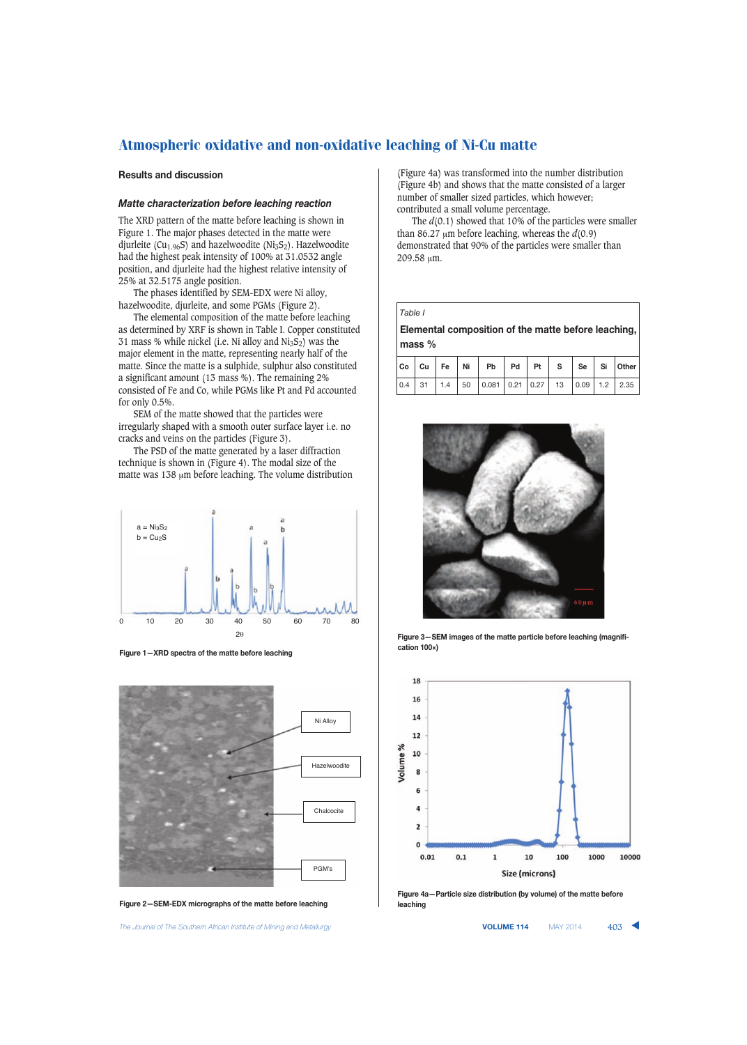## Results and discussion

### *Matte characterization before leaching reaction*

The XRD pattern of the matte before leaching is shown in Figure 1. The major phases detected in the matte were djurleite ($Cu_{1.96}S$) and hazelwoodite ($Ni_3S_2$). Hazelwoodite had the highest peak intensity of 100% at 31.0532 angle position, and djurleite had the highest relative intensity of 25% at 32.5175 angle position.

The phases identified by SEM-EDX were Ni alloy, hazelwoodite, djurleite, and some PGMs (Figure 2).

The elemental composition of the matte before leaching as determined by XRF is shown in Table I. Copper constituted 31 mass % while nickel (i.e. Ni alloy and $Ni_3S_2$) was the major element in the matte, representing nearly half of the matte. Since the matte is a sulphide, sulphur also constituted a significant amount (13 mass %). The remaining 2% consisted of Fe and Co, while PGMs like Pt and Pd accounted for only 0.5%.

SEM of the matte showed that the particles were irregularly shaped with a smooth outer surface layer i.e. no cracks and veins on the particles (Figure 3).

The PSD of the matte generated by a laser diffraction technique is shown in (Figure 4). The modal size of the matte was 138 μm before leaching. The volume distribution (Figure 4a) was transformed into the number distribution (Figure 4b) and shows that the matte consisted of a larger number of smaller sized particles, which however; contributed a small volume percentage.

The $d(0.1)$ showed that 10% of the particles were smaller than 86.27 μm before leaching, whereas the $d(0.9)$ demonstrated that 90% of the particles were smaller than 209.58 μm.

*Table I*

**Elemental composition of the matte before leaching, mass %**

| Co | Cu | Fe | Ni | Pb | Pd | Pt | S | Se | Si | Other |
|---|---|---|---|---|---|---|---|---|---|---|
| 0.4 | 31 | 1.4 | 50 | 0.081 | 0.21 | 0.27 | 13 | 0.09 | 1.2 | 2.35 |

Figure 1—XRD spectra of the matte before leaching

Figure 2—SEM-EDX micrographs of the matte before leaching

Figure 3—SEM images of the matte particle before leaching (magnification 100×)

Figure 4a—Particle size distribution (by volume) of the matte before leaching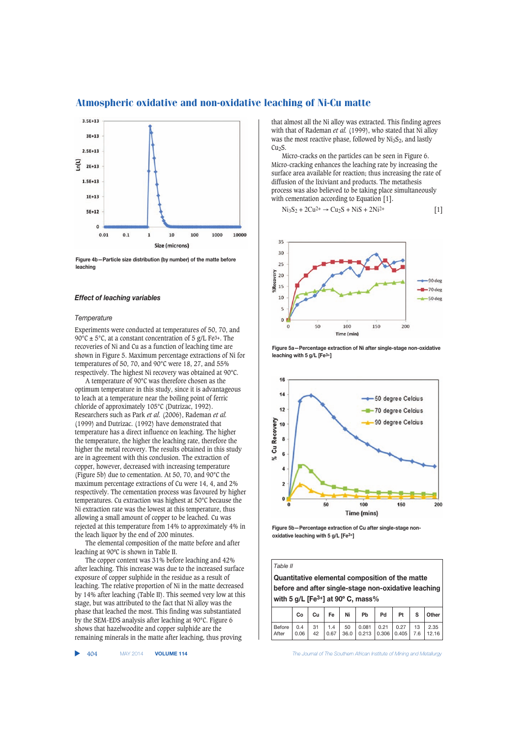Figure 4b—Particle size distribution (by number) of the matte before leaching

### Effect of leaching variables

#### Temperature

Experiments were conducted at temperatures of 50, 70, and 90°C ± 5°C, at a constant concentration of 5 g/L $Fe^{3+}$. The recoveries of Ni and Cu as a function of leaching time are shown in Figure 5. Maximum percentage extractions of Ni for temperatures of 50, 70, and 90°C were 18, 27, and 55% respectively. The highest Ni recovery was obtained at 90°C.

A temperature of 90°C was therefore chosen as the optimum temperature in this study, since it is advantageous to leach at a temperature near the boiling point of ferric chloride of approximately 105°C (Dutrizac, 1992). Researchers such as Park *et al.* (2006), Rademan *et al.* (1999) and Dutrizac. (1992) have demonstrated that temperature has a direct influence on leaching. The higher the temperature, the higher the leaching rate, therefore the higher the metal recovery. The results obtained in this study are in agreement with this conclusion. The extraction of copper, however, decreased with increasing temperature (Figure 5b) due to cementation. At 50, 70, and 90°C the maximum percentage extractions of Cu were 14, 4, and 2% respectively. The cementation process was favoured by higher temperatures. Cu extraction was highest at 50°C because the Ni extraction rate was the lowest at this temperature, thus allowing a small amount of copper to be leached. Cu was rejected at this temperature from 14% to approximately 4% in the leach liquor by the end of 200 minutes.

The elemental composition of the matte before and after leaching at 90ºC is shown in Table II.

The copper content was 31% before leaching and 42% after leaching. This increase was due to the increased surface exposure of copper sulphide in the residue as a result of leaching. The relative proportion of Ni in the matte decreased by 14% after leaching (Table II). This seemed very low at this stage, but was attributed to the fact that Ni alloy was the phase that leached the most. This finding was substantiated by the SEM-EDS analysis after leaching at 90°C. Figure 6 shows that hazelwoodite and copper sulphide are the remaining minerals in the matte after leaching, thus proving that almost all the Ni alloy was extracted. This finding agrees with that of Rademan *et al.* (1999), who stated that Ni alloy was the most reactive phase, followed by $Ni_3S_2$, and lastly $Cu_2S$.

Micro-cracks on the particles can be seen in Figure 6. Micro-cracking enhances the leaching rate by increasing the surface area available for reaction; thus increasing the rate of diffusion of the lixiviant and products. The metathesis process was also believed to be taking place simultaneously with cementation according to Equation [1].

$$Ni_3S_2 + 2Cu^{2+} \rightarrow Cu_2S + NiS + 2Ni^{2+} \quad [1]$$

Figure 5a—Percentage extraction of Ni after single-stage non-oxidative leaching with 5 g/L [$Fe^{3+}$]

Figure 5b—Percentage extraction of Cu after single-stage non-oxidative leaching with 5 g/L [$Fe^{3+}$]

*Table II*

**Quantitative elemental composition of the matte before and after single-stage non-oxidative leaching with 5 g/L [$Fe^{3+}$] at 90º C, mass%**

| | Co | Cu | Fe | Ni | Pb | Pd | Pt | S | Other |
|---|---|---|---|---|---|---|---|---|---|
| Before | 0.4 | 31 | 1.4 | 50 | 0.081 | 0.21 | 0.27 | 13 | 2.35 |
| After | 0.06 | 42 | 0.67 | 36.0 | 0.213 | 0.306 | 0.405 | 7.6 | 12.16 |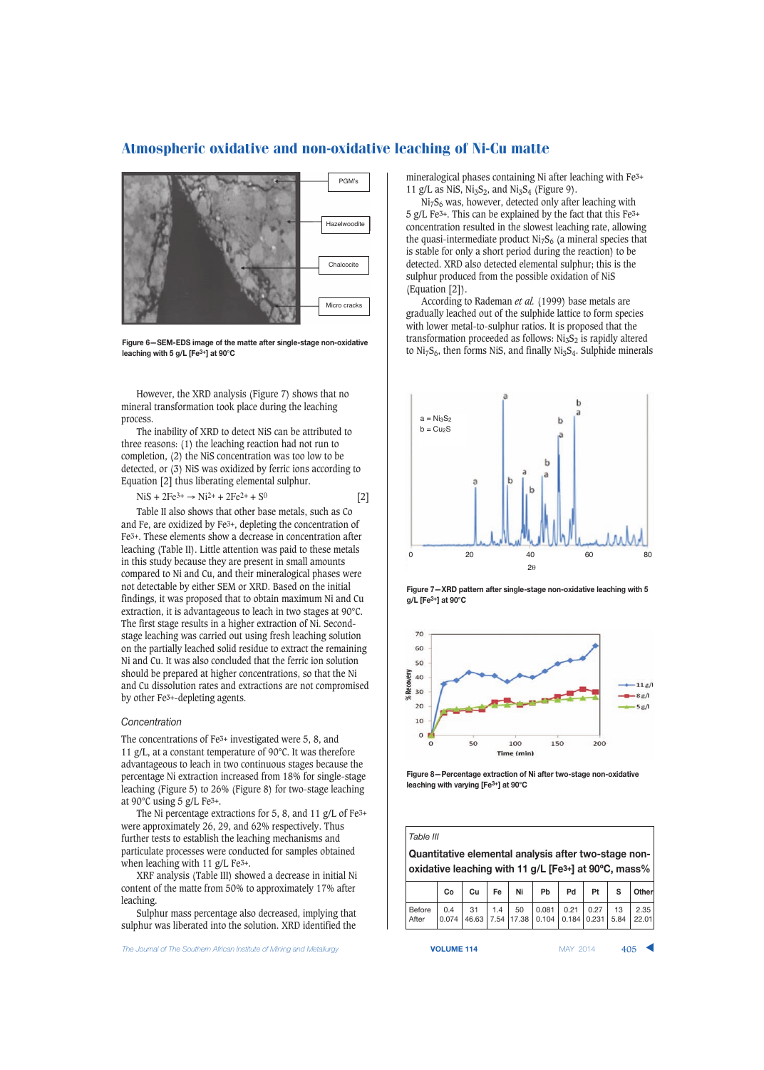Figure 6—SEM-EDS image of the matte after single-stage non-oxidative leaching with 5 g/L [$Fe^{3+}$] at 90°C

However, the XRD analysis (Figure 7) shows that no mineral transformation took place during the leaching process.

The inability of XRD to detect NiS can be attributed to three reasons: (1) the leaching reaction had not run to completion, (2) the NiS concentration was too low to be detected, or (3) NiS was oxidized by ferric ions according to Equation [2] thus liberating elemental sulphur.

$$NiS + 2Fe^{3+} \rightarrow Ni^{2+} + 2Fe^{2+} + S^0 \qquad [2]$$

Table II also shows that other base metals, such as Co and Fe, are oxidized by $Fe^{3+}$, depleting the concentration of $Fe^{3+}$. These elements show a decrease in concentration after leaching (Table II). Little attention was paid to these metals in this study because they are present in small amounts compared to Ni and Cu, and their mineralogical phases were not detectable by either SEM or XRD. Based on the initial findings, it was proposed that to obtain maximum Ni and Cu extraction, it is advantageous to leach in two stages at 90°C. The first stage results in a higher extraction of Ni. Second-stage leaching was carried out using fresh leaching solution on the partially leached solid residue to extract the remaining Ni and Cu. It was also concluded that the ferric ion solution should be prepared at higher concentrations, so that the Ni and Cu dissolution rates and extractions are not compromised by other $Fe^{3+}$-depleting agents.

### Concentration

The concentrations of $Fe^{3+}$ investigated were 5, 8, and 11 g/L, at a constant temperature of 90°C. It was therefore advantageous to leach in two continuous stages because the percentage Ni extraction increased from 18% for single-stage leaching (Figure 5) to 26% (Figure 8) for two-stage leaching at 90°C using 5 g/L $Fe^{3+}$.

The Ni percentage extractions for 5, 8, and 11 g/L of $Fe^{3+}$ were approximately 26, 29, and 62% respectively. Thus further tests to establish the leaching mechanisms and particulate processes were conducted for samples obtained when leaching with 11 g/L $Fe^{3+}$.

XRF analysis (Table III) showed a decrease in initial Ni content of the matte from 50% to approximately 17% after leaching.

Sulphur mass percentage also decreased, implying that sulphur was liberated into the solution. XRD identified the mineralogical phases containing Ni after leaching with $Fe^{3+}$ 11 g/L as NiS, $Ni_3S_2$, and $Ni_3S_4$ (Figure 9).

$Ni_7S_6$ was, however, detected only after leaching with 5 g/L $Fe^{3+}$. This can be explained by the fact that this $Fe^{3+}$ concentration resulted in the slowest leaching rate, allowing the quasi-intermediate product $Ni_7S_6$ (a mineral species that is stable for only a short period during the reaction) to be detected. XRD also detected elemental sulphur; this is the sulphur produced from the possible oxidation of NiS (Equation [2]).

According to Rademan *et al.* (1999) base metals are gradually leached out of the sulphide lattice to form species with lower metal-to-sulphur ratios. It is proposed that the transformation proceeded as follows: $Ni_3S_2$ is rapidly altered to $Ni_7S_6$, then forms NiS, and finally $Ni_3S_4$. Sulphide minerals

Figure 7—XRD pattern after single-stage non-oxidative leaching with 5 g/L [$Fe^{3+}$] at 90°C

Figure 8—Percentage extraction of Ni after two-stage non-oxidative leaching with varying [$Fe^{3+}$] at 90°C

Table III

**Quantitative elemental analysis after two-stage non-oxidative leaching with 11 g/L [$Fe^{3+}$] at 90ºC, mass%**

| | Co | Cu | Fe | Ni | Pb | Pd | Pt | S | Other |
|---|---|---|---|---|---|---|---|---|---|
| Before | 0.4 | 31 | 1.4 | 50 | 0.081 | 0.21 | 0.27 | 13 | 2.35 |
| After | 0.074 | 46.63 | 7.54 | 17.38 | 0.104 | 0.184 | 0.231 | 5.84 | 22.01 |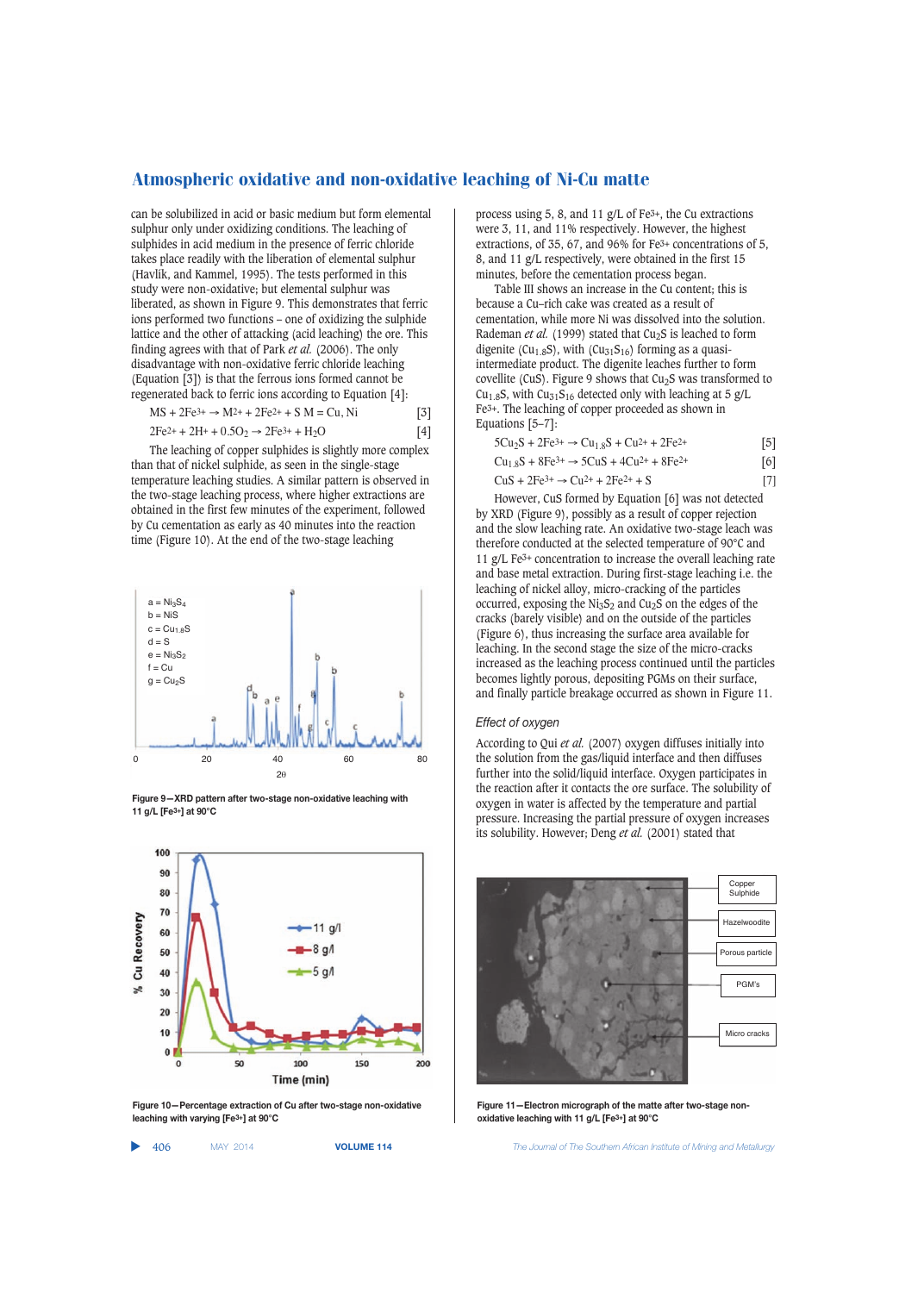can be solubilized in acid or basic medium but form elemental sulphur only under oxidizing conditions. The leaching of sulphides in acid medium in the presence of ferric chloride takes place readily with the liberation of elemental sulphur (Havlík, and Kammel, 1995). The tests performed in this study were non-oxidative; but elemental sulphur was liberated, as shown in Figure 9. This demonstrates that ferric ions performed two functions – one of oxidizing the sulphide lattice and the other of attacking (acid leaching) the ore. This finding agrees with that of Park *et al.* (2006). The only disadvantage with non-oxidative ferric chloride leaching (Equation [3]) is that the ferrous ions formed cannot be regenerated back to ferric ions according to Equation [4]:

$$MS + 2Fe^{3+} \rightarrow M^{2+} + 2Fe^{2+} + S \quad M = Cu, Ni \qquad [3]$$

$$2Fe^{2+} + 2H^{+} + 0.5O_2 \rightarrow 2Fe^{3+} + H_2O \qquad [4]$$

The leaching of copper sulphides is slightly more complex than that of nickel sulphide, as seen in the single-stage temperature leaching studies. A similar pattern is observed in the two-stage leaching process, where higher extractions are obtained in the first few minutes of the experiment, followed by Cu cementation as early as 40 minutes into the reaction time (Figure 10). At the end of the two-stage leaching process using 5, 8, and 11 g/L of $Fe^{3+}$, the Cu extractions were 3, 11, and 11% respectively. However, the highest extractions, of 35, 67, and 96% for $Fe^{3+}$ concentrations of 5, 8, and 11 g/L respectively, were obtained in the first 15 minutes, before the cementation process began.

Table III shows an increase in the Cu content; this is because a Cu-rich cake was created as a result of cementation, while more Ni was dissolved into the solution. Rademan *et al.* (1999) stated that $Cu_2S$ is leached to form digenite ($Cu_{1.8}S$), with ($Cu_{31}S_{16}$) forming as a quasi-intermediate product. The digenite leaches further to form covellite (CuS). Figure 9 shows that $Cu_2S$ was transformed to $Cu_{1.8}S$, with $Cu_{31}S_{16}$ detected only with leaching at 5 g/L $Fe^{3+}$. The leaching of copper proceeded as shown in Equations [5–7]:

$$5Cu_2S + 2Fe^{3+} \rightarrow Cu_{1.8}S + Cu^{2+} + 2Fe^{2+} \qquad [5]$$

$$Cu_{1.8}S + 8Fe^{3+} \rightarrow 5CuS + 4Cu^{2+} + 8Fe^{2+} \qquad [6]$$

$$CuS + 2Fe^{3+} \rightarrow Cu^{2+} + 2Fe^{2+} + S \qquad [7]$$

However, CuS formed by Equation [6] was not detected by XRD (Figure 9), possibly as a result of copper rejection and the slow leaching rate. An oxidative two-stage leach was therefore conducted at the selected temperature of 90°C and 11 g/L $Fe^{3+}$ concentration to increase the overall leaching rate and base metal extraction. During first-stage leaching i.e. the leaching of nickel alloy, micro-cracking of the particles occurred, exposing the $Ni_3S_2$ and $Cu_2S$ on the edges of the cracks (barely visible) and on the outside of the particles (Figure 6), thus increasing the surface area available for leaching. In the second stage the size of the micro-cracks increased as the leaching process continued until the particles becomes lightly porous, depositing PGMs on their surface, and finally particle breakage occurred as shown in Figure 11.

Figure 9—XRD pattern after two-stage non-oxidative leaching with 11 g/L [$Fe^{3+}$] at 90°C

Figure 10—Percentage extraction of Cu after two-stage non-oxidative leaching with varying [$Fe^{3+}$] at 90°C

### *Effect of oxygen*

According to Qui *et al.* (2007) oxygen diffuses initially into the solution from the gas/liquid interface and then diffuses further into the solid/liquid interface. Oxygen participates in the reaction after it contacts the ore surface. The solubility of oxygen in water is affected by the temperature and partial pressure. Increasing the partial pressure of oxygen increases its solubility. However; Deng *et al.* (2001) stated that

Figure 11—Electron micrograph of the matte after two-stage non-oxidative leaching with 11 g/L [$Fe^{3+}$] at 90°C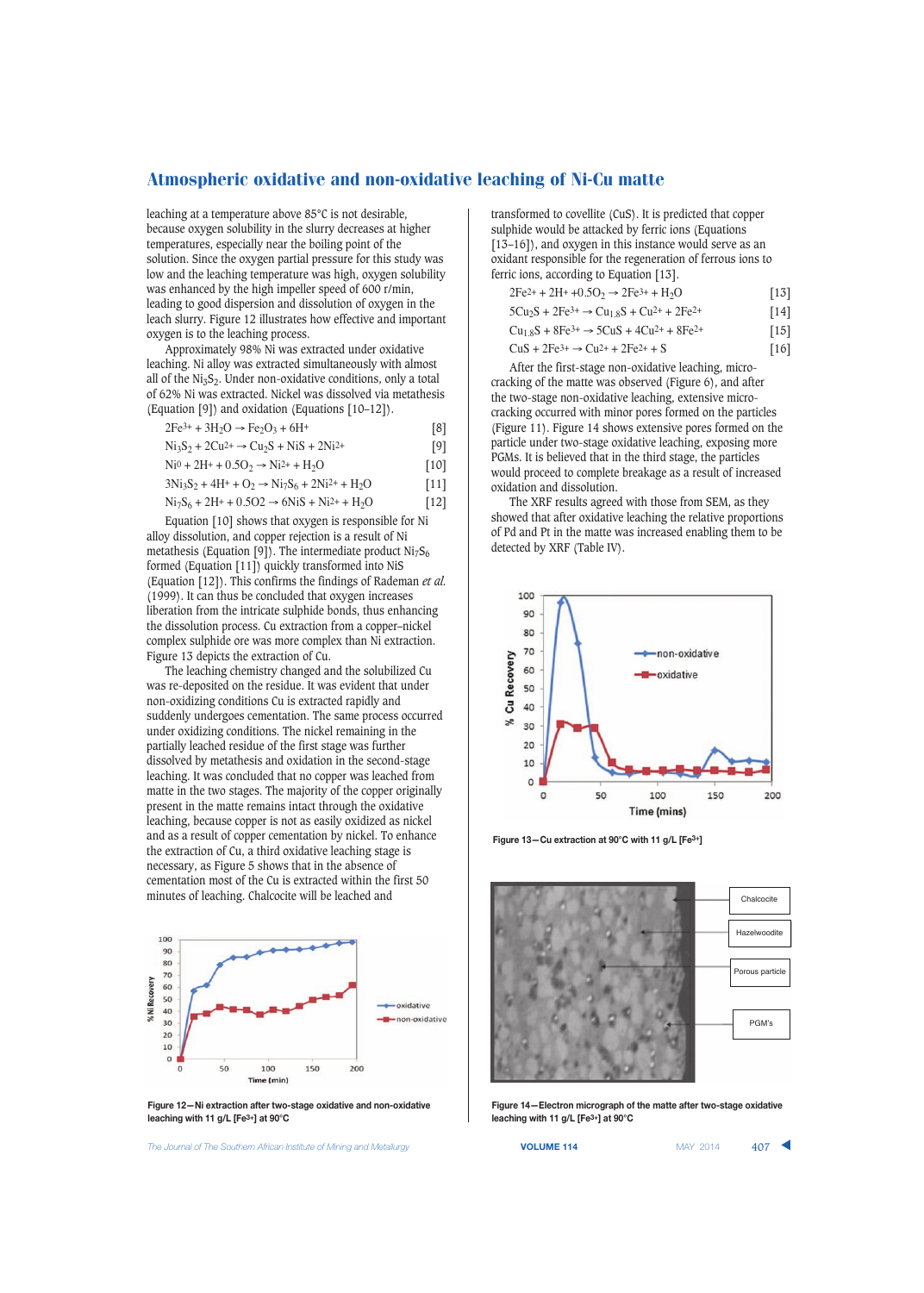leaching at a temperature above 85°C is not desirable, because oxygen solubility in the slurry decreases at higher temperatures, especially near the boiling point of the solution. Since the oxygen partial pressure for this study was low and the leaching temperature was high, oxygen solubility was enhanced by the high impeller speed of 600 r/min, leading to good dispersion and dissolution of oxygen in the leach slurry. Figure 12 illustrates how effective and important oxygen is to the leaching process.

Approximately 98% Ni was extracted under oxidative leaching. Ni alloy was extracted simultaneously with almost all of the $Ni_3S_2$. Under non-oxidative conditions, only a total of 62% Ni was extracted. Nickel was dissolved via metathesis (Equation [9]) and oxidation (Equations [10–12]).

$$2Fe^{3+} + 3H_2O \rightarrow Fe_2O_3 + 6H^+ \quad [8]$$

$$Ni_3S_2 + 2Cu^{2+} \rightarrow Cu_2S + NiS + 2Ni^{2+} \quad [9]$$

$$Ni^0 + 2H^+ + 0.5O_2 \rightarrow Ni^{2+} + H_2O \quad [10]$$

$$3Ni_3S_2 + 4H^+ + O_2 \rightarrow Ni_7S_6 + 2Ni^{2+} + H_2O \quad [11]$$

$$Ni_7S_6 + 2H^+ + 0.5O2 \rightarrow 6NiS + Ni^{2+} + H_2O \quad [12]$$

Equation [10] shows that oxygen is responsible for Ni alloy dissolution, and copper rejection is a result of Ni metathesis (Equation [9]). The intermediate product $Ni_7S_6$ formed (Equation [11]) quickly transformed into NiS (Equation [12]). This confirms the findings of Rademan *et al.* (1999). It can thus be concluded that oxygen increases liberation from the intricate sulphide bonds, thus enhancing the dissolution process. Cu extraction from a copper–nickel complex sulphide ore was more complex than Ni extraction. Figure 13 depicts the extraction of Cu.

The leaching chemistry changed and the solubilized Cu was re-deposited on the residue. It was evident that under non-oxidizing conditions Cu is extracted rapidly and suddenly undergoes cementation. The same process occurred under oxidizing conditions. The nickel remaining in the partially leached residue of the first stage was further dissolved by metathesis and oxidation in the second-stage leaching. It was concluded that no copper was leached from matte in the two stages. The majority of the copper originally present in the matte remains intact through the oxidative leaching, because copper is not as easily oxidized as nickel and as a result of copper cementation by nickel. To enhance the extraction of Cu, a third oxidative leaching stage is necessary, as Figure 5 shows that in the absence of cementation most of the Cu is extracted within the first 50 minutes of leaching. Chalcocite will be leached and transformed to covellite (CuS). It is predicted that copper sulphide would be attacked by ferric ions (Equations [13–16]), and oxygen in this instance would serve as an oxidant responsible for the regeneration of ferrous ions to ferric ions, according to Equation [13].

$$2Fe^{2+} + 2H^+ + 0.5O_2 \rightarrow 2Fe^{3+} + H_2O \quad [13]$$

$$5Cu_2S + 2Fe^{3+} \rightarrow Cu_{1.8}S + Cu^{2+} + 2Fe^{2+} \quad [14]$$

$$Cu_{1.8}S + 8Fe^{3+} \rightarrow 5CuS + 4Cu^{2+} + 8Fe^{2+} \quad [15]$$

$$CuS + 2Fe^{3+} \rightarrow Cu^{2+} + 2Fe^{2+} + S \quad [16]$$

After the first-stage non-oxidative leaching, micro-cracking of the matte was observed (Figure 6), and after the two-stage non-oxidative leaching, extensive micro-cracking occurred with minor pores formed on the particles (Figure 11). Figure 14 shows extensive pores formed on the particle under two-stage oxidative leaching, exposing more PGMs. It is believed that in the third stage, the particles would proceed to complete breakage as a result of increased oxidation and dissolution.

The XRF results agreed with those from SEM, as they showed that after oxidative leaching the relative proportions of Pd and Pt in the matte was increased enabling them to be detected by XRF (Table IV).

Figure 12—Ni extraction after two-stage oxidative and non-oxidative leaching with 11 g/L [$Fe^{3+}$] at 90°C

Figure 13—Cu extraction at 90°C with 11 g/L [$Fe^{3+}$]

Figure 14—Electron micrograph of the matte after two-stage oxidative leaching with 11 g/L [$Fe^{3+}$] at 90°C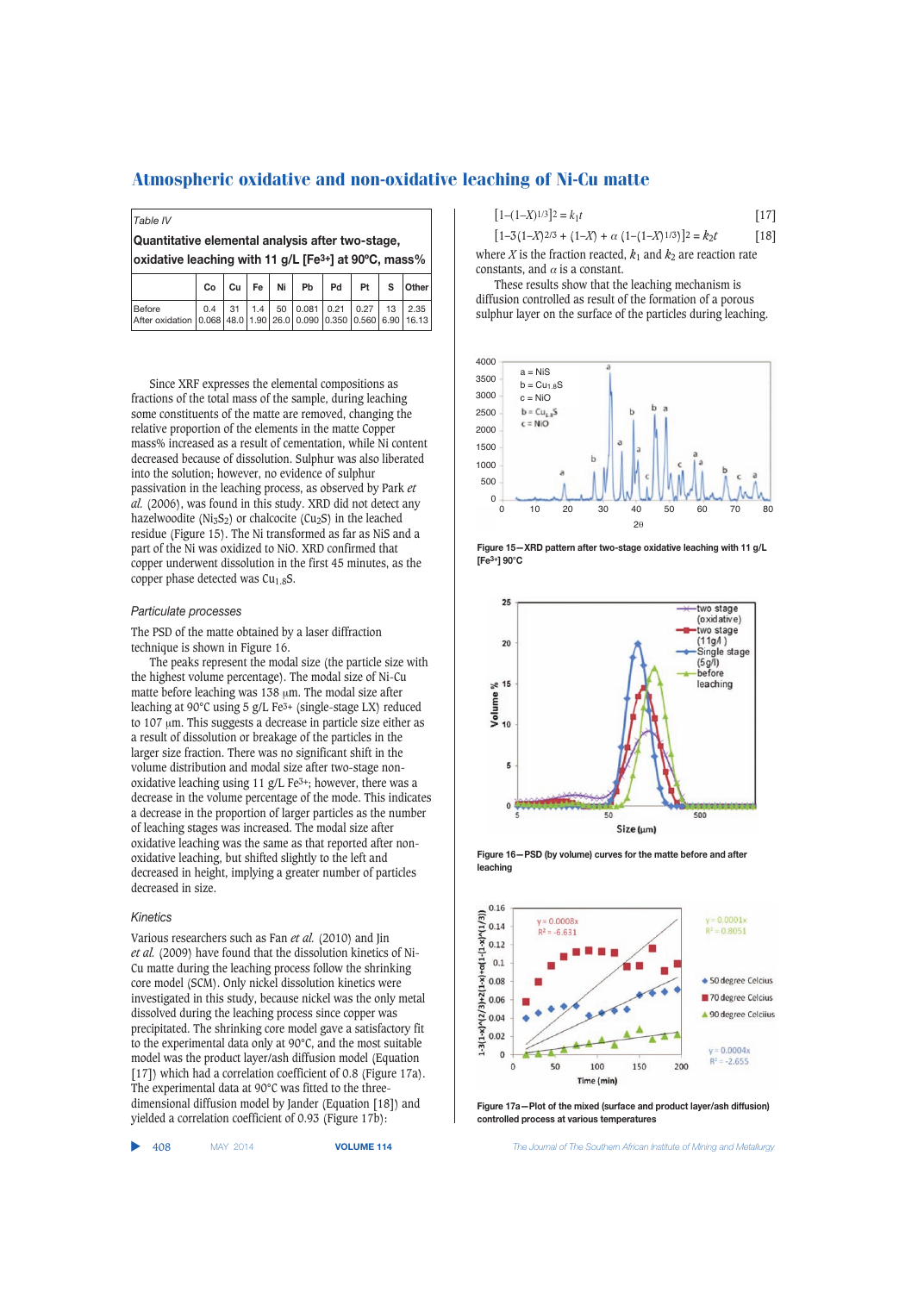Table IV

**Quantitative elemental analysis after two-stage, oxidative leaching with 11 g/L [$Fe^{3+}$] at 90ºC, mass%**

| | Co | Cu | Fe | Ni | Pb | Pd | Pt | S | Other |
|---|---|---|---|---|---|---|---|---|---|
| Before | 0.4 | 31 | 1.4 | 50 | 0.081 | 0.21 | 0.27 | 13 | 2.35 |
| After oxidation | 0.068 | 48.0 | 1.90 | 26.0 | 0.090 | 0.350 | 0.560 | 6.90 | 16.13 |

Since XRF expresses the elemental compositions as fractions of the total mass of the sample, during leaching some constituents of the matte are removed, changing the relative proportion of the elements in the matte Copper mass% increased as a result of cementation, while Ni content decreased because of dissolution. Sulphur was also liberated into the solution; however, no evidence of sulphur passivation in the leaching process, as observed by Park *et al.* (2006), was found in this study. XRD did not detect any hazelwoodite ($Ni_3S_2$) or chalcocite ($Cu_2S$) in the leached residue (Figure 15). The Ni transformed as far as NiS and a part of the Ni was oxidized to NiO. XRD confirmed that copper underwent dissolution in the first 45 minutes, as the copper phase detected was $Cu_{1.8}S$.

### *Particulate processes*

The PSD of the matte obtained by a laser diffraction technique is shown in Figure 16.

The peaks represent the modal size (the particle size with the highest volume percentage). The modal size of Ni-Cu matte before leaching was 138 μm. The modal size after leaching at 90°C using 5 g/L $Fe^{3+}$ (single-stage LX) reduced to 107 μm. This suggests a decrease in particle size either as a result of dissolution or breakage of the particles in the larger size fraction. There was no significant shift in the volume distribution and modal size after two-stage non-oxidative leaching using 11 g/L $Fe^{3+}$; however, there was a decrease in the volume percentage of the mode. This indicates a decrease in the proportion of larger particles as the number of leaching stages was increased. The modal size after oxidative leaching was the same as that reported after non-oxidative leaching, but shifted slightly to the left and decreased in height, implying a greater number of particles decreased in size.

### *Kinetics*

Various researchers such as Fan *et al.* (2010) and Jin *et al.* (2009) have found that the dissolution kinetics of Ni-Cu matte during the leaching process follow the shrinking core model (SCM). Only nickel dissolution kinetics were investigated in this study, because nickel was the only metal dissolved during the leaching process since copper was precipitated. The shrinking core model gave a satisfactory fit to the experimental data only at 90°C, and the most suitable model was the product layer/ash diffusion model (Equation [17]) which had a correlation coefficient of 0.8 (Figure 17a). The experimental data at 90°C was fitted to the three-dimensional diffusion model by Jander (Equation [18]) and yielded a correlation coefficient of 0.93 (Figure 17b):

$$[1-(1-X)^{1/3}]^2 = k_1t \quad [17]$$

$$[1-3(1-X)^{2/3} + (1-X) + \alpha\,(1-(1-X)^{1/3})]^2 = k_2t \quad [18]$$

where $X$ is the fraction reacted, $k_1$ and $k_2$ are reaction rate constants, and $\alpha$ is a constant.

These results show that the leaching mechanism is diffusion controlled as result of the formation of a porous sulphur layer on the surface of the particles during leaching.

**Figure 15—XRD pattern after two-stage oxidative leaching with 11 g/L [$Fe^{3+}$] 90°C**

**Figure 16—PSD (by volume) curves for the matte before and after leaching**

**Figure 17a—Plot of the mixed (surface and product layer/ash diffusion) controlled process at various temperatures**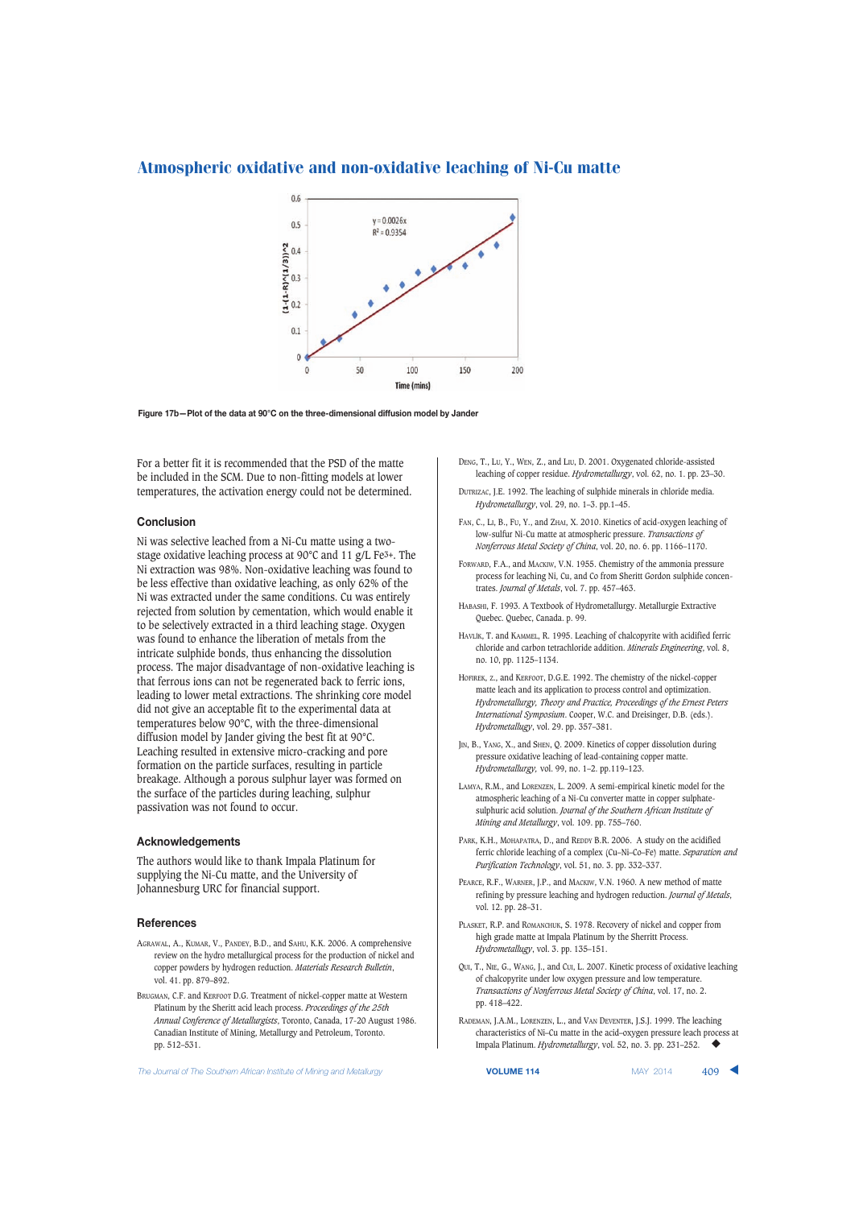y = 0.0026x

$R^2$ = 0.9354

(1-(1-R)^(1/3))^2

0.6
0.5
0.4
0.3
0.2
0.1
0

0 50 100 150 200

Time (mins)

**Figure 17b—Plot of the data at 90°C on the three-dimensional diffusion model by Jander**

For a better fit it is recommended that the PSD of the matte be included in the SCM. Due to non-fitting models at lower temperatures, the activation energy could not be determined.

## Conclusion

Ni was selective leached from a Ni-Cu matte using a two-stage oxidative leaching process at 90°C and 11 g/L $Fe^{3+}$. The Ni extraction was 98%. Non-oxidative leaching was found to be less effective than oxidative leaching, as only 62% of the Ni was extracted under the same conditions. Cu was entirely rejected from solution by cementation, which would enable it to be selectively extracted in a third leaching stage. Oxygen was found to enhance the liberation of metals from the intricate sulphide bonds, thus enhancing the dissolution process. The major disadvantage of non-oxidative leaching is that ferrous ions can not be regenerated back to ferric ions, leading to lower metal extractions. The shrinking core model did not give an acceptable fit to the experimental data at temperatures below 90°C, with the three-dimensional diffusion model by Jander giving the best fit at 90°C. Leaching resulted in extensive micro-cracking and pore formation on the particle surfaces, resulting in particle breakage. Although a porous sulphur layer was formed on the surface of the particles during leaching, sulphur passivation was not found to occur.

## Acknowledgements

The authors would like to thank Impala Platinum for supplying the Ni-Cu matte, and the University of Johannesburg URC for financial support.

## References

Agrawal, A., Kumar, V., Pandey, B.D., and Sahu, K.K. 2006. A comprehensive review on the hydro metallurgical process for the production of nickel and copper powders by hydrogen reduction. *Materials Research Bulletin*, vol. 41. pp. 879–892.

Brugman, C.F. and Kerfoot D.G. Treatment of nickel-copper matte at Western Platinum by the Sherritt acid leach process. *Proceedings of the 25th Annual Conference of Metallurgists*, Toronto, Canada, 17-20 August 1986. Canadian Institute of Mining, Metallurgy and Petroleum, Toronto. pp. 512–531.

Deng, T., Lu, Y., Wen, Z., and Liu, D. 2001. Oxygenated chloride-assisted leaching of copper residue. *Hydrometallurgy*, vol. 62, no. 1. pp. 23–30.

Dutrizac, J.E. 1992. The leaching of sulphide minerals in chloride media. *Hydrometallurgy*, vol. 29, no. 1–3. pp.1–45.

Fan, C., Li, B., Fu, Y., and Zhai, X. 2010. Kinetics of acid-oxygen leaching of low-sulfur Ni-Cu matte at atmospheric pressure. *Transactions of Nonferrous Metal Society of China*, vol. 20, no. 6. pp. 1166–1170.

Forward, F.A., and Mackiw, V.N. 1955. Chemistry of the ammonia pressure process for leaching Ni, Cu, and Co from Sheritt Gordon sulphide concentrates. *Journal of Metals*, vol. 7. pp. 457–463.

Habashi, F. 1993. A Textbook of Hydrometallurgy. Metallurgie Extractive Quebec. Quebec, Canada. p. 99.

Havlik, T. and Kammel, R. 1995. Leaching of chalcopyrite with acidified ferric chloride and carbon tetrachloride addition. *Minerals Engineering*, vol. 8, no. 10, pp. 1125–1134.

Hofirek, z., and Kerfoot, D.G.E. 1992. The chemistry of the nickel-copper matte leach and its application to process control and optimization. *Hydrometallurgy, Theory and Practice, Proceedings of the Ernest Peters International Symposium*. Cooper, W.C. and Dreisinger, D.B. (eds.). *Hydrometallugy*, vol. 29. pp. 357–381.

Jin, B., Yang, X., and Shen, Q. 2009. Kinetics of copper dissolution during pressure oxidative leaching of lead-containing copper matte. *Hydrometallurgy*, vol. 99, no. 1–2. pp.119–123.

Lamya, R.M., and Lorenzen, L. 2009. A semi-empirical kinetic model for the atmospheric leaching of a Ni-Cu converter matte in copper sulphate-sulphuric acid solution. *Journal of the Southern African Institute of Mining and Metallurgy*, vol. 109. pp. 755–760.

Park, K.H., Mohapatra, D., and Reddy B.R. 2006. A study on the acidified ferric chloride leaching of a complex (Cu–Ni–Co–Fe) matte. *Separation and Purification Technology*, vol. 51, no. 3. pp. 332–337.

Pearce, R.F., Warner, J.P., and Mackiw, V.N. 1960. A new method of matte refining by pressure leaching and hydrogen reduction. *Journal of Metals*, vol. 12. pp. 28–31.

Plasket, R.P. and Romanchuk, S. 1978. Recovery of nickel and copper from high grade matte at Impala Platinum by the Sherritt Process. *Hydrometallugy*, vol. 3. pp. 135–151.

Qui, T., Nie, G., Wang, J., and Cui, L. 2007. Kinetic process of oxidative leaching of chalcopyrite under low oxygen pressure and low temperature. *Transactions of Nonferrous Metal Society of China*, vol. 17, no. 2. pp. 418–422.

Rademan, J.A.M., Lorenzen, L., and Van Deventer, J.S.J. 1999. The leaching characteristics of Ni–Cu matte in the acid–oxygen pressure leach process at Impala Platinum. *Hydrometallurgy*, vol. 52, no. 3. pp. 231–252. ◆